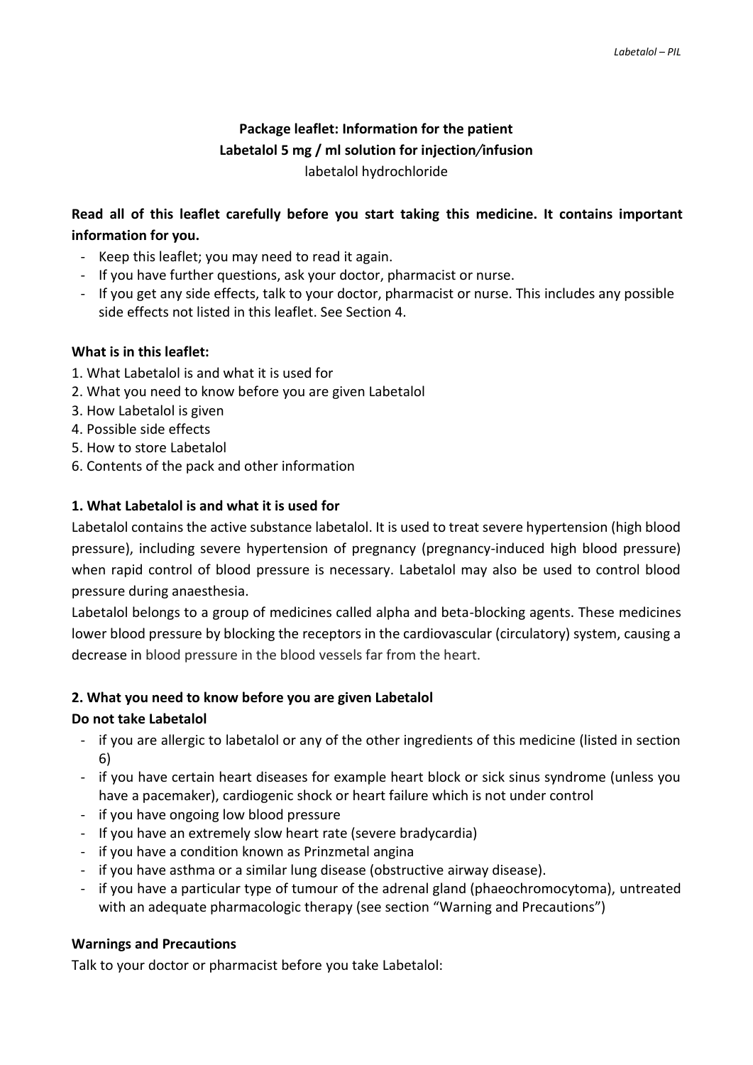**Package leaflet: Information for the patient**
**Labetalol 5 mg / ml solution for injection/infusion**
labetalol hydrochloride

**Read all of this leaflet carefully before you start taking this medicine. It contains important information for you.**

- Keep this leaflet; you may need to read it again.
- If you have further questions, ask your doctor, pharmacist or nurse.
- If you get any side effects, talk to your doctor, pharmacist or nurse. This includes any possible side effects not listed in this leaflet. See Section 4.

**What is in this leaflet:**

1. What Labetalol is and what it is used for
2. What you need to know before you are given Labetalol
3. How Labetalol is given
4. Possible side effects
5. How to store Labetalol
6. Contents of the pack and other information

## 1. What Labetalol is and what it is used for

Labetalol contains the active substance labetalol. It is used to treat severe hypertension (high blood pressure), including severe hypertension of pregnancy (pregnancy-induced high blood pressure) when rapid control of blood pressure is necessary. Labetalol may also be used to control blood pressure during anaesthesia.

Labetalol belongs to a group of medicines called alpha and beta-blocking agents. These medicines lower blood pressure by blocking the receptors in the cardiovascular (circulatory) system, causing a decrease in blood pressure in the blood vessels far from the heart.

## 2. What you need to know before you are given Labetalol

### Do not take Labetalol

- if you are allergic to labetalol or any of the other ingredients of this medicine (listed in section 6)
- if you have certain heart diseases for example heart block or sick sinus syndrome (unless you have a pacemaker), cardiogenic shock or heart failure which is not under control
- if you have ongoing low blood pressure
- If you have an extremely slow heart rate (severe bradycardia)
- if you have a condition known as Prinzmetal angina
- if you have asthma or a similar lung disease (obstructive airway disease).
- if you have a particular type of tumour of the adrenal gland (phaeochromocytoma), untreated with an adequate pharmacologic therapy (see section "Warning and Precautions")

### Warnings and Precautions

Talk to your doctor or pharmacist before you take Labetalol: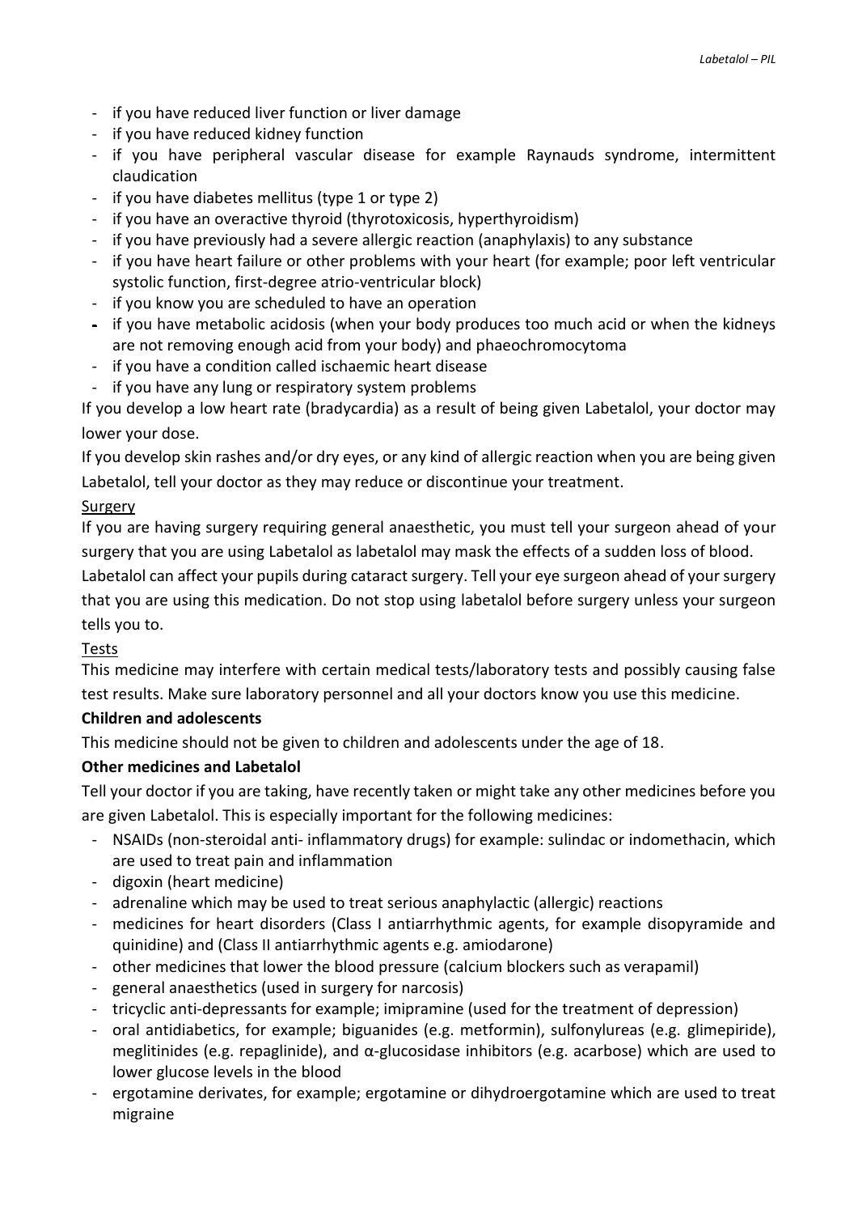- if you have reduced liver function or liver damage
- if you have reduced kidney function
- if you have peripheral vascular disease for example Raynauds syndrome, intermittent claudication
- if you have diabetes mellitus (type 1 or type 2)
- if you have an overactive thyroid (thyrotoxicosis, hyperthyroidism)
- if you have previously had a severe allergic reaction (anaphylaxis) to any substance
- if you have heart failure or other problems with your heart (for example; poor left ventricular systolic function, first-degree atrio-ventricular block)
- if you know you are scheduled to have an operation
- if you have metabolic acidosis (when your body produces too much acid or when the kidneys are not removing enough acid from your body) and phaeochromocytoma
- if you have a condition called ischaemic heart disease
- if you have any lung or respiratory system problems

If you develop a low heart rate (bradycardia) as a result of being given Labetalol, your doctor may lower your dose.

If you develop skin rashes and/or dry eyes, or any kind of allergic reaction when you are being given Labetalol, tell your doctor as they may reduce or discontinue your treatment.

Surgery

If you are having surgery requiring general anaesthetic, you must tell your surgeon ahead of your surgery that you are using Labetalol as labetalol may mask the effects of a sudden loss of blood.

Labetalol can affect your pupils during cataract surgery. Tell your eye surgeon ahead of your surgery that you are using this medication. Do not stop using labetalol before surgery unless your surgeon tells you to.

Tests

This medicine may interfere with certain medical tests/laboratory tests and possibly causing false test results. Make sure laboratory personnel and all your doctors know you use this medicine.

**Children and adolescents**

This medicine should not be given to children and adolescents under the age of 18.

**Other medicines and Labetalol**

Tell your doctor if you are taking, have recently taken or might take any other medicines before you are given Labetalol. This is especially important for the following medicines:

- NSAIDs (non-steroidal anti- inflammatory drugs) for example: sulindac or indomethacin, which are used to treat pain and inflammation
- digoxin (heart medicine)
- adrenaline which may be used to treat serious anaphylactic (allergic) reactions
- medicines for heart disorders (Class I antiarrhythmic agents, for example disopyramide and quinidine) and (Class II antiarrhythmic agents e.g. amiodarone)
- other medicines that lower the blood pressure (calcium blockers such as verapamil)
- general anaesthetics (used in surgery for narcosis)
- tricyclic anti-depressants for example; imipramine (used for the treatment of depression)
- oral antidiabetics, for example; biguanides (e.g. metformin), sulfonylureas (e.g. glimepiride), meglitinides (e.g. repaglinide), and α-glucosidase inhibitors (e.g. acarbose) which are used to lower glucose levels in the blood
- ergotamine derivates, for example; ergotamine or dihydroergotamine which are used to treat migraine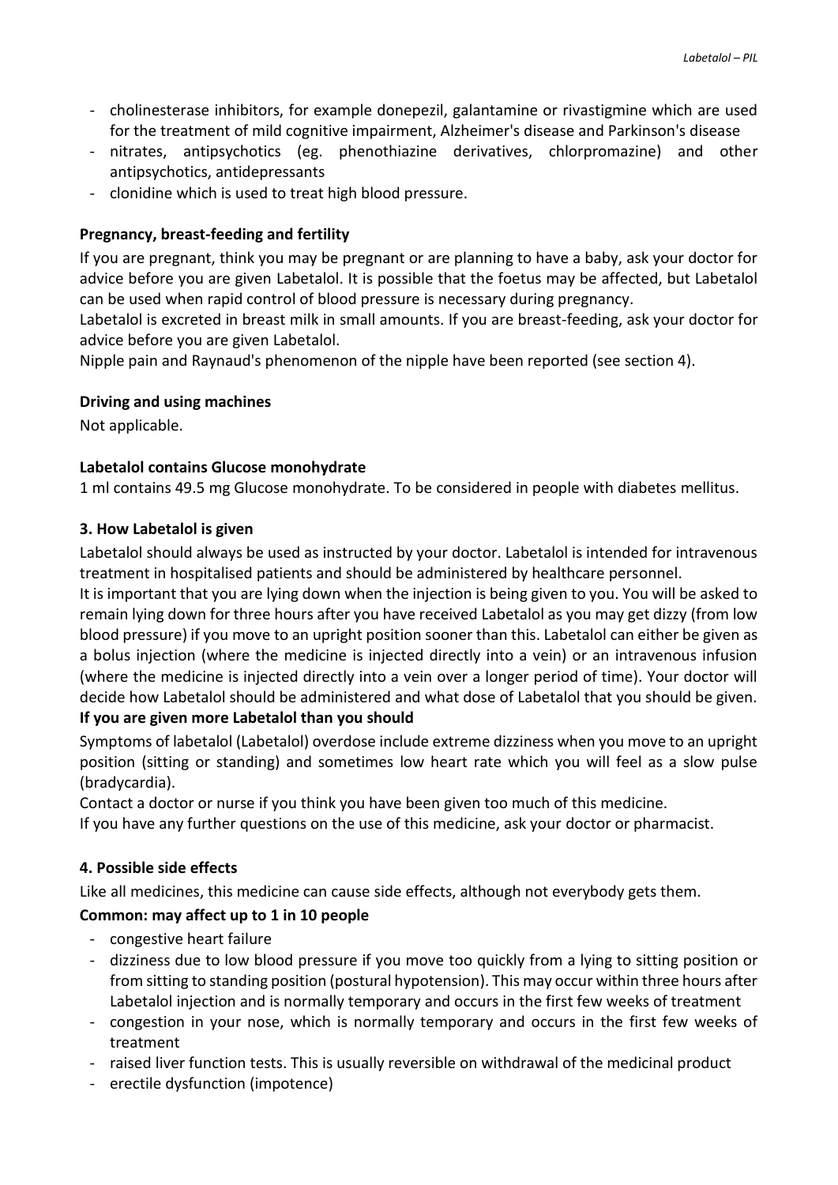- cholinesterase inhibitors, for example donepezil, galantamine or rivastigmine which are used for the treatment of mild cognitive impairment, Alzheimer's disease and Parkinson's disease
- nitrates, antipsychotics (eg. phenothiazine derivatives, chlorpromazine) and other antipsychotics, antidepressants
- clonidine which is used to treat high blood pressure.

**Pregnancy, breast-feeding and fertility**

If you are pregnant, think you may be pregnant or are planning to have a baby, ask your doctor for advice before you are given Labetalol. It is possible that the foetus may be affected, but Labetalol can be used when rapid control of blood pressure is necessary during pregnancy.

Labetalol is excreted in breast milk in small amounts. If you are breast-feeding, ask your doctor for advice before you are given Labetalol.

Nipple pain and Raynaud's phenomenon of the nipple have been reported (see section 4).

**Driving and using machines**

Not applicable.

**Labetalol contains Glucose monohydrate**

1 ml contains 49.5 mg Glucose monohydrate. To be considered in people with diabetes mellitus.

## 3. How Labetalol is given

Labetalol should always be used as instructed by your doctor. Labetalol is intended for intravenous treatment in hospitalised patients and should be administered by healthcare personnel.

It is important that you are lying down when the injection is being given to you. You will be asked to remain lying down for three hours after you have received Labetalol as you may get dizzy (from low blood pressure) if you move to an upright position sooner than this. Labetalol can either be given as a bolus injection (where the medicine is injected directly into a vein) or an intravenous infusion (where the medicine is injected directly into a vein over a longer period of time). Your doctor will decide how Labetalol should be administered and what dose of Labetalol that you should be given.

**If you are given more Labetalol than you should**

Symptoms of labetalol (Labetalol) overdose include extreme dizziness when you move to an upright position (sitting or standing) and sometimes low heart rate which you will feel as a slow pulse (bradycardia).

Contact a doctor or nurse if you think you have been given too much of this medicine.

If you have any further questions on the use of this medicine, ask your doctor or pharmacist.

## 4. Possible side effects

Like all medicines, this medicine can cause side effects, although not everybody gets them.

**Common: may affect up to 1 in 10 people**

- congestive heart failure
- dizziness due to low blood pressure if you move too quickly from a lying to sitting position or from sitting to standing position (postural hypotension). This may occur within three hours after Labetalol injection and is normally temporary and occurs in the first few weeks of treatment
- congestion in your nose, which is normally temporary and occurs in the first few weeks of treatment
- raised liver function tests. This is usually reversible on withdrawal of the medicinal product
- erectile dysfunction (impotence)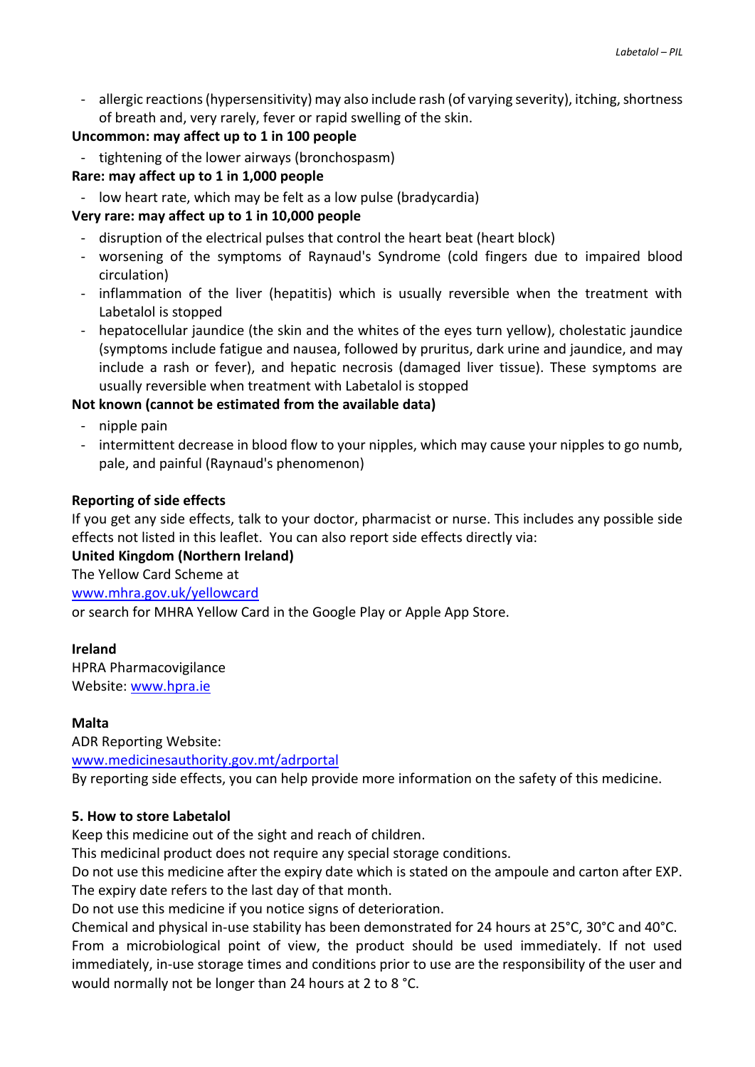- allergic reactions (hypersensitivity) may also include rash (of varying severity), itching, shortness of breath and, very rarely, fever or rapid swelling of the skin.

**Uncommon: may affect up to 1 in 100 people**

- tightening of the lower airways (bronchospasm)

**Rare: may affect up to 1 in 1,000 people**

- low heart rate, which may be felt as a low pulse (bradycardia)

**Very rare: may affect up to 1 in 10,000 people**

- disruption of the electrical pulses that control the heart beat (heart block)
- worsening of the symptoms of Raynaud's Syndrome (cold fingers due to impaired blood circulation)
- inflammation of the liver (hepatitis) which is usually reversible when the treatment with Labetalol is stopped
- hepatocellular jaundice (the skin and the whites of the eyes turn yellow), cholestatic jaundice (symptoms include fatigue and nausea, followed by pruritus, dark urine and jaundice, and may include a rash or fever), and hepatic necrosis (damaged liver tissue). These symptoms are usually reversible when treatment with Labetalol is stopped

**Not known (cannot be estimated from the available data)**

- nipple pain
- intermittent decrease in blood flow to your nipples, which may cause your nipples to go numb, pale, and painful (Raynaud's phenomenon)

**Reporting of side effects**

If you get any side effects, talk to your doctor, pharmacist or nurse. This includes any possible side effects not listed in this leaflet. You can also report side effects directly via:

**United Kingdom (Northern Ireland)**

The Yellow Card Scheme at

www.mhra.gov.uk/yellowcard

or search for MHRA Yellow Card in the Google Play or Apple App Store.

**Ireland**

HPRA Pharmacovigilance

Website: www.hpra.ie

**Malta**

ADR Reporting Website:

www.medicinesauthority.gov.mt/adrportal

By reporting side effects, you can help provide more information on the safety of this medicine.

**5. How to store Labetalol**

Keep this medicine out of the sight and reach of children.

This medicinal product does not require any special storage conditions.

Do not use this medicine after the expiry date which is stated on the ampoule and carton after EXP. The expiry date refers to the last day of that month.

Do not use this medicine if you notice signs of deterioration.

Chemical and physical in-use stability has been demonstrated for 24 hours at 25°C, 30°C and 40°C. From a microbiological point of view, the product should be used immediately. If not used immediately, in-use storage times and conditions prior to use are the responsibility of the user and would normally not be longer than 24 hours at 2 to 8 °C.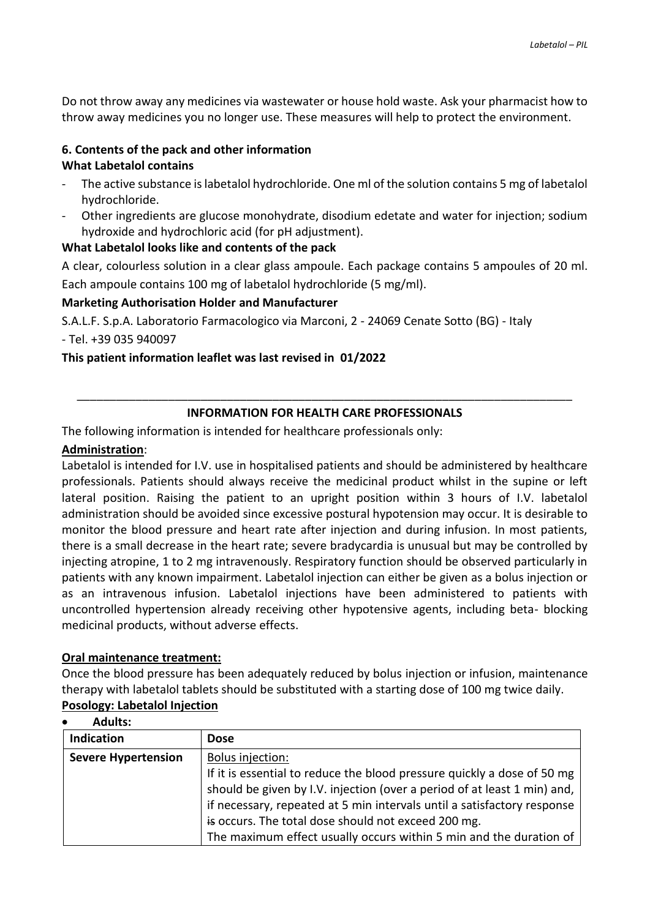Do not throw away any medicines via wastewater or house hold waste. Ask your pharmacist how to throw away medicines you no longer use. These measures will help to protect the environment.

## 6. Contents of the pack and other information

**What Labetalol contains**

- The active substance is labetalol hydrochloride. One ml of the solution contains 5 mg of labetalol hydrochloride.
- Other ingredients are glucose monohydrate, disodium edetate and water for injection; sodium hydroxide and hydrochloric acid (for pH adjustment).

**What Labetalol looks like and contents of the pack**

A clear, colourless solution in a clear glass ampoule. Each package contains 5 ampoules of 20 ml. Each ampoule contains 100 mg of labetalol hydrochloride (5 mg/ml).

**Marketing Authorisation Holder and Manufacturer**

S.A.L.F. S.p.A. Laboratorio Farmacologico via Marconi, 2 - 24069 Cenate Sotto (BG) - Italy

- Tel. +39 035 940097

**This patient information leaflet was last revised in 01/2022**

---

## INFORMATION FOR HEALTH CARE PROFESSIONALS

The following information is intended for healthcare professionals only:

**Administration**:

Labetalol is intended for I.V. use in hospitalised patients and should be administered by healthcare professionals. Patients should always receive the medicinal product whilst in the supine or left lateral position. Raising the patient to an upright position within 3 hours of I.V. labetalol administration should be avoided since excessive postural hypotension may occur. It is desirable to monitor the blood pressure and heart rate after injection and during infusion. In most patients, there is a small decrease in the heart rate; severe bradycardia is unusual but may be controlled by injecting atropine, 1 to 2 mg intravenously. Respiratory function should be observed particularly in patients with any known impairment. Labetalol injection can either be given as a bolus injection or as an intravenous infusion. Labetalol injections have been administered to patients with uncontrolled hypertension already receiving other hypotensive agents, including beta- blocking medicinal products, without adverse effects.

**Oral maintenance treatment:**

Once the blood pressure has been adequately reduced by bolus injection or infusion, maintenance therapy with labetalol tablets should be substituted with a starting dose of 100 mg twice daily.

**Posology: Labetalol Injection**

- **Adults:**

| Indication | Dose |
| --- | --- |
| **Severe Hypertension** | Bolus injection:<br>If it is essential to reduce the blood pressure quickly a dose of 50 mg should be given by I.V. injection (over a period of at least 1 min) and, if necessary, repeated at 5 min intervals until a satisfactory response ~~is~~ occurs. The total dose should not exceed 200 mg.<br>The maximum effect usually occurs within 5 min and the duration of |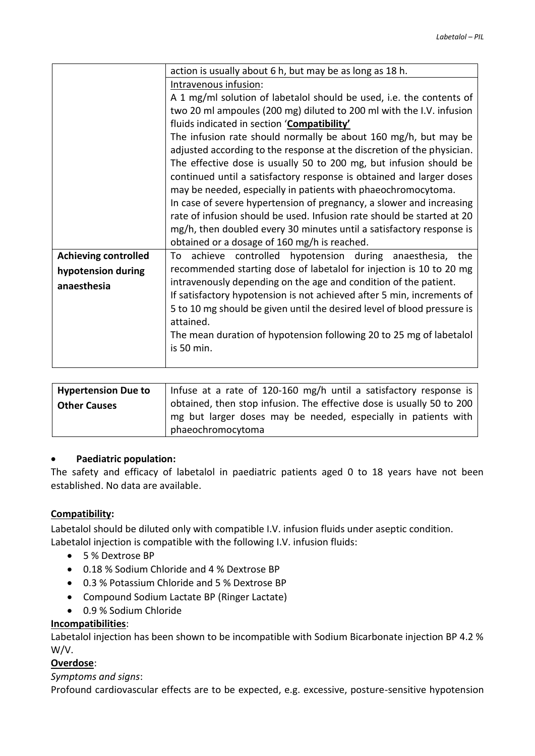| | |
|---|---|
| | action is usually about 6 h, but may be as long as 18 h.<br>Intravenous infusion:<br>A 1 mg/ml solution of labetalol should be used, i.e. the contents of two 20 ml ampoules (200 mg) diluted to 200 ml with the I.V. infusion fluids indicated in section '**Compatibility'**<br>The infusion rate should normally be about 160 mg/h, but may be adjusted according to the response at the discretion of the physician. The effective dose is usually 50 to 200 mg, but infusion should be continued until a satisfactory response is obtained and larger doses may be needed, especially in patients with phaeochromocytoma.<br>In case of severe hypertension of pregnancy, a slower and increasing rate of infusion should be used. Infusion rate should be started at 20 mg/h, then doubled every 30 minutes until a satisfactory response is obtained or a dosage of 160 mg/h is reached. |
| **Achieving controlled hypotension during anaesthesia** | To achieve controlled hypotension during anaesthesia, the recommended starting dose of labetalol for injection is 10 to 20 mg intravenously depending on the age and condition of the patient.<br>If satisfactory hypotension is not achieved after 5 min, increments of 5 to 10 mg should be given until the desired level of blood pressure is attained.<br>The mean duration of hypotension following 20 to 25 mg of labetalol is 50 min. |

| | |
|---|---|
| **Hypertension Due to Other Causes** | Infuse at a rate of 120-160 mg/h until a satisfactory response is obtained, then stop infusion. The effective dose is usually 50 to 200 mg but larger doses may be needed, especially in patients with phaeochromocytoma |

- **Paediatric population:**

The safety and efficacy of labetalol in paediatric patients aged 0 to 18 years have not been established. No data are available.

**Compatibility:**

Labetalol should be diluted only with compatible I.V. infusion fluids under aseptic condition.
Labetalol injection is compatible with the following I.V. infusion fluids:

- 5 % Dextrose BP
- 0.18 % Sodium Chloride and 4 % Dextrose BP
- 0.3 % Potassium Chloride and 5 % Dextrose BP
- Compound Sodium Lactate BP (Ringer Lactate)
- 0.9 % Sodium Chloride

**Incompatibilities**:

Labetalol injection has been shown to be incompatible with Sodium Bicarbonate injection BP 4.2 % W/V.

**Overdose**:

*Symptoms and signs*:

Profound cardiovascular effects are to be expected, e.g. excessive, posture-sensitive hypotension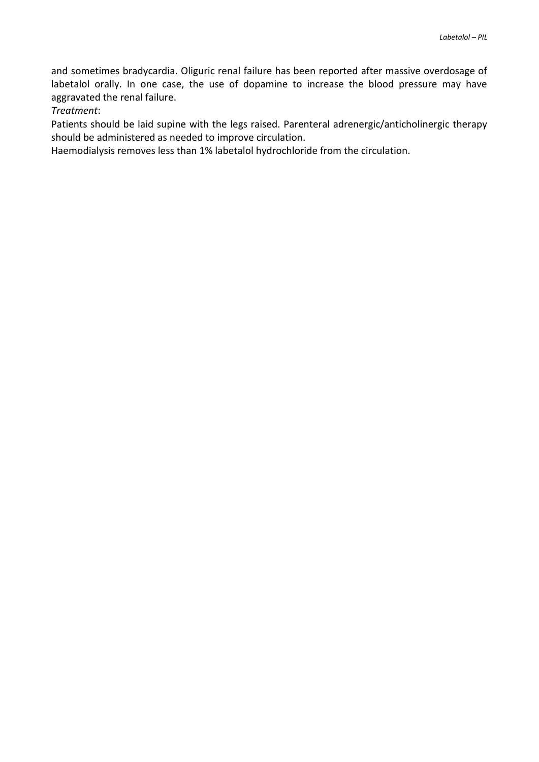and sometimes bradycardia. Oliguric renal failure has been reported after massive overdosage of labetalol orally. In one case, the use of dopamine to increase the blood pressure may have aggravated the renal failure.

*Treatment*:

Patients should be laid supine with the legs raised. Parenteral adrenergic/anticholinergic therapy should be administered as needed to improve circulation.

Haemodialysis removes less than 1% labetalol hydrochloride from the circulation.